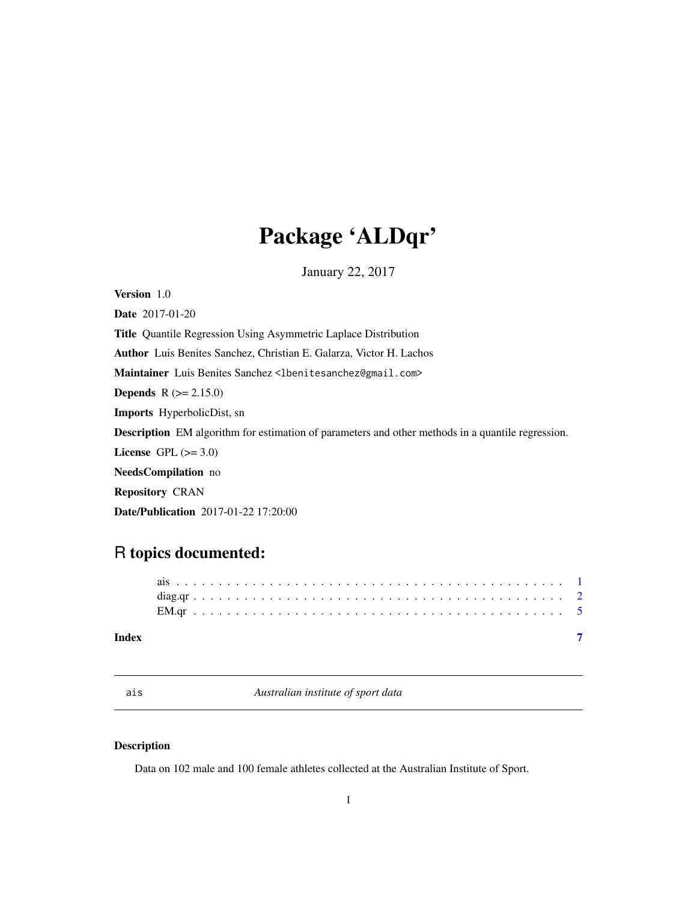# Package 'ALDqr'

January 22, 2017

**Version** 1.0

**Date** 2017-01-20

**Title** Quantile Regression Using Asymmetric Laplace Distribution

**Author** Luis Benites Sanchez, Christian E. Galarza, Victor H. Lachos

**Maintainer** Luis Benites Sanchez <lbenitesanchez@gmail.com>

**Depends** R (>= 2.15.0)

**Imports** HyperbolicDist, sn

**Description** EM algorithm for estimation of parameters and other methods in a quantile regression.

**License** GPL (>= 3.0)

**NeedsCompilation** no

**Repository** CRAN

**Date/Publication** 2017-01-22 17:20:00

## R topics documented:

ais . . . . . . . . . . . . . . . . . . . . . . . . . . . . . . . . . . . . . . . . . . . 1
diag.qr . . . . . . . . . . . . . . . . . . . . . . . . . . . . . . . . . . . . . . . . . 2
EM.qr . . . . . . . . . . . . . . . . . . . . . . . . . . . . . . . . . . . . . . . . . . 5

**Index** 7

---

`ais` *Australian institute of sport data*

---

### Description

Data on 102 male and 100 female athletes collected at the Australian Institute of Sport.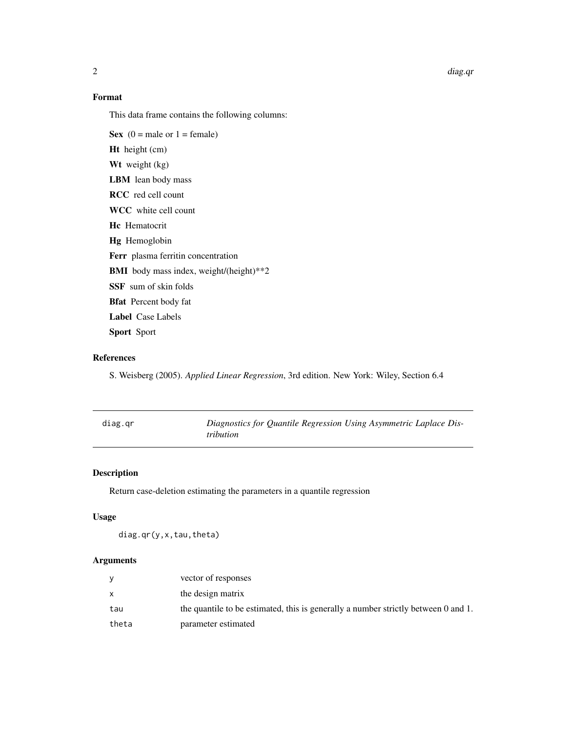## Format

This data frame contains the following columns:

**Sex** (0 = male or 1 = female)

**Ht** height (cm)

**Wt** weight (kg)

**LBM** lean body mass

**RCC** red cell count

**WCC** white cell count

**Hc** Hematocrit

**Hg** Hemoglobin

**Ferr** plasma ferritin concentration

**BMI** body mass index, weight/(height)**2

**SSF** sum of skin folds

**Bfat** Percent body fat

**Label** Case Labels

**Sport** Sport

## References

S. Weisberg (2005). *Applied Linear Regression*, 3rd edition. New York: Wiley, Section 6.4

---

# diag.qr — *Diagnostics for Quantile Regression Using Asymmetric Laplace Distribution*

---

## Description

Return case-deletion estimating the parameters in a quantile regression

## Usage

```
diag.qr(y,x,tau,theta)
```

## Arguments

| | |
|---|---|
| y | vector of responses |
| x | the design matrix |
| tau | the quantile to be estimated, this is generally a number strictly between 0 and 1. |
| theta | parameter estimated |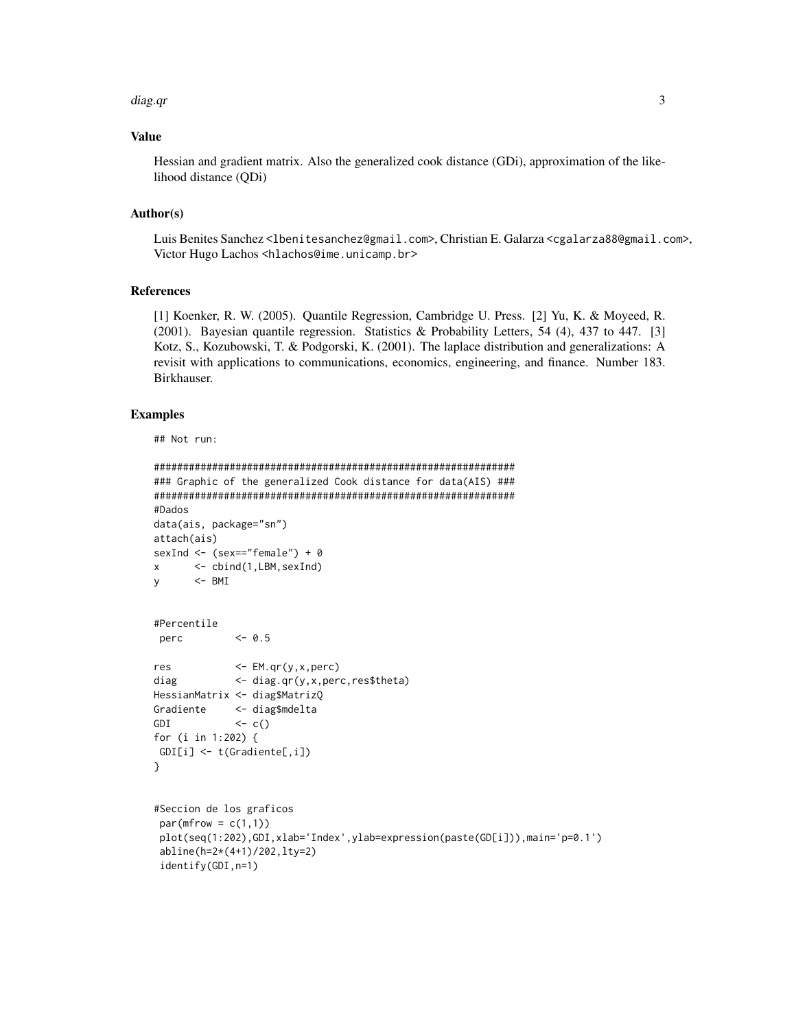## Value

Hessian and gradient matrix. Also the generalized cook distance (GDi), approximation of the likelihood distance (QDi)

## Author(s)

Luis Benites Sanchez <lbenitesanchez@gmail.com>, Christian E. Galarza <cgalarza88@gmail.com>, Victor Hugo Lachos <hlachos@ime.unicamp.br>

## References

[1] Koenker, R. W. (2005). Quantile Regression, Cambridge U. Press. [2] Yu, K. & Moyeed, R. (2001). Bayesian quantile regression. Statistics & Probability Letters, 54 (4), 437 to 447. [3] Kotz, S., Kozubowski, T. & Podgorski, K. (2001). The laplace distribution and generalizations: A revisit with applications to communications, economics, engineering, and finance. Number 183. Birkhauser.

## Examples

```
## Not run:

################################################################
### Graphic of the generalized Cook distance for data(AIS) ###
################################################################
#Dados
data(ais, package="sn")
attach(ais)
sexInd <- (sex=="female") + 0
x      <- cbind(1,LBM,sexInd)
y      <- BMI


#Percentile
 perc         <- 0.5

res           <- EM.qr(y,x,perc)
diag          <- diag.qr(y,x,perc,res$theta)
HessianMatrix <- diag$MatrizQ
Gradiente     <- diag$mdelta
GDI           <- c()
for (i in 1:202) {
 GDI[i] <- t(Gradiente[,i])
}


#Seccion de los graficos
 par(mfrow = c(1,1))
 plot(seq(1:202),GDI,xlab='Index',ylab=expression(paste(GD[i])),main='p=0.1')
 abline(h=2*(4+1)/202,lty=2)
 identify(GDI,n=1)
```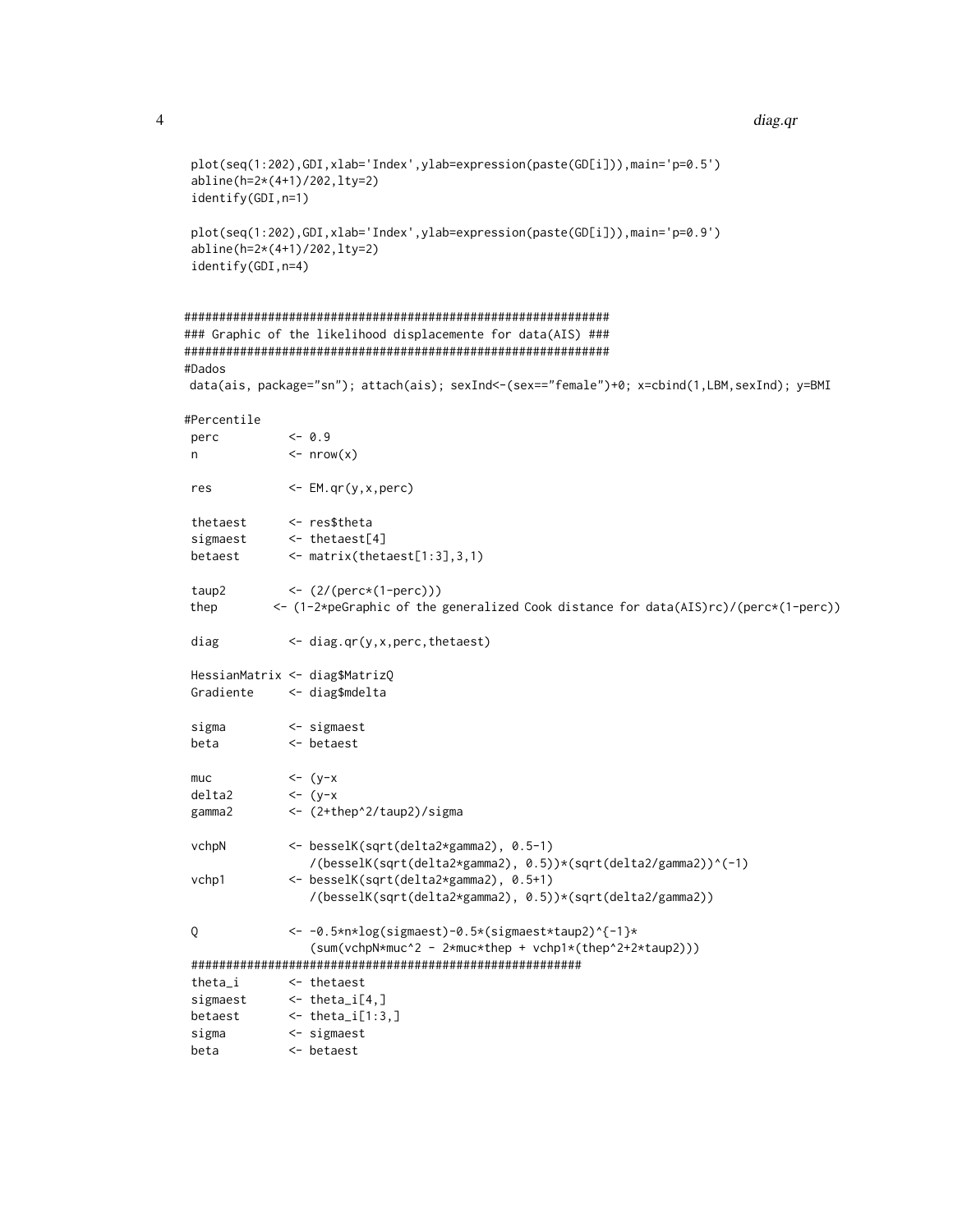```
 plot(seq(1:202),GDI,xlab='Index',ylab=expression(paste(GD[i])),main='p=0.5')
 abline(h=2*(4+1)/202,lty=2)
 identify(GDI,n=1)

 plot(seq(1:202),GDI,xlab='Index',ylab=expression(paste(GD[i])),main='p=0.9')
 abline(h=2*(4+1)/202,lty=2)
 identify(GDI,n=4)


##############################################################
### Graphic of the likelihood displacemente for data(AIS) ###
##############################################################
#Dados
 data(ais, package="sn"); attach(ais); sexInd<-(sex=="female")+0; x=cbind(1,LBM,sexInd); y=BMI

#Percentile
 perc          <- 0.9
 n             <- nrow(x)

 res           <- EM.qr(y,x,perc)

 thetaest      <- res$theta
 sigmaest      <- thetaest[4]
 betaest       <- matrix(thetaest[1:3],3,1)

 taup2         <- (2/(perc*(1-perc)))
 thep        <- (1-2*peGraphic of the generalized Cook distance for data(AIS)rc)/(perc*(1-perc))

 diag          <- diag.qr(y,x,perc,thetaest)

 HessianMatrix <- diag$MatrizQ
 Gradiente     <- diag$mdelta

 sigma         <- sigmaest
 beta          <- betaest

 muc           <- (y-x
 delta2        <- (y-x
 gamma2        <- (2+thep^2/taup2)/sigma

 vchpN         <- besselK(sqrt(delta2*gamma2), 0.5-1)
                  /(besselK(sqrt(delta2*gamma2), 0.5))*(sqrt(delta2/gamma2))^(-1)
 vchp1         <- besselK(sqrt(delta2*gamma2), 0.5+1)
                  /(besselK(sqrt(delta2*gamma2), 0.5))*(sqrt(delta2/gamma2))

 Q             <- -0.5*n*log(sigmaest)-0.5*(sigmaest*taup2)^{-1}*
                  (sum(vchpN*muc^2 - 2*muc*thep + vchp1*(thep^2+2*taup2)))
 ########################################################
 theta_i       <- thetaest
 sigmaest      <- theta_i[4,]
 betaest       <- theta_i[1:3,]
 sigma         <- sigmaest
 beta          <- betaest
```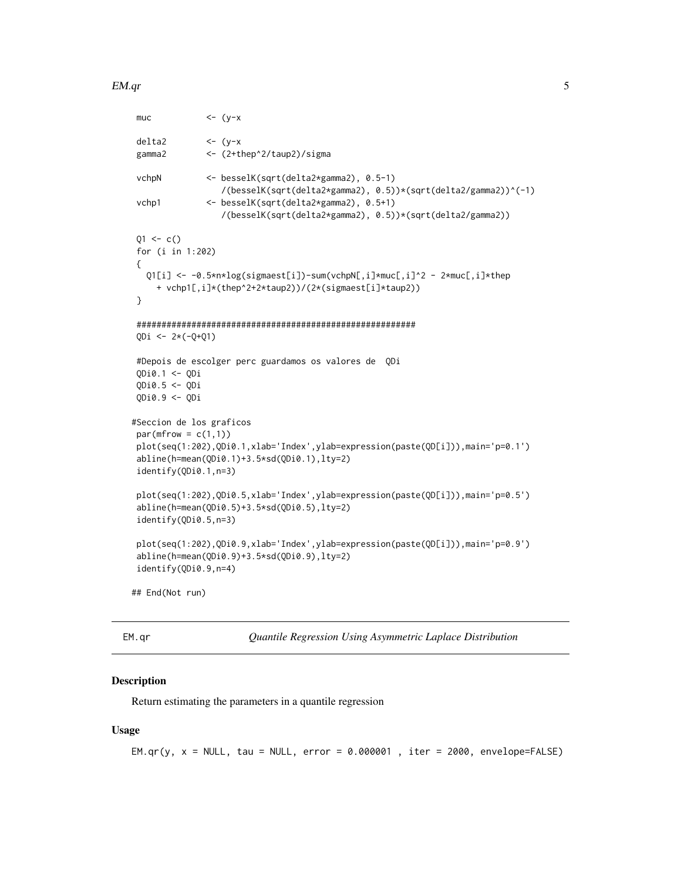```
muc          <- (y-x

delta2       <- (y-x
gamma2       <- (2+thep^2/taup2)/sigma

vchpN        <- besselK(sqrt(delta2*gamma2), 0.5-1)
                /(besselK(sqrt(delta2*gamma2), 0.5))*(sqrt(delta2/gamma2))^(-1)
vchp1        <- besselK(sqrt(delta2*gamma2), 0.5+1)
                /(besselK(sqrt(delta2*gamma2), 0.5))*(sqrt(delta2/gamma2))

Q1 <- c()
for (i in 1:202)
{
  Q1[i] <- -0.5*n*log(sigmaest[i])-sum(vchpN[,i]*muc[,i]^2 - 2*muc[,i]*thep
    + vchp1[,i]*(thep^2+2*taup2))/(2*(sigmaest[i]*taup2))
}

########################################################
QDi <- 2*(-Q+Q1)

#Depois de escolger perc guardamos os valores de  QDi
QDi0.1 <- QDi
QDi0.5 <- QDi
QDi0.9 <- QDi

#Seccion de los graficos
par(mfrow = c(1,1))
plot(seq(1:202),QDi0.1,xlab='Index',ylab=expression(paste(QD[i])),main='p=0.1')
abline(h=mean(QDi0.1)+3.5*sd(QDi0.1),lty=2)
identify(QDi0.1,n=3)

plot(seq(1:202),QDi0.5,xlab='Index',ylab=expression(paste(QD[i])),main='p=0.5')
abline(h=mean(QDi0.5)+3.5*sd(QDi0.5),lty=2)
identify(QDi0.5,n=3)

plot(seq(1:202),QDi0.9,xlab='Index',ylab=expression(paste(QD[i])),main='p=0.9')
abline(h=mean(QDi0.9)+3.5*sd(QDi0.9),lty=2)
identify(QDi0.9,n=4)

## End(Not run)
```

---

EM.qr — *Quantile Regression Using Asymmetric Laplace Distribution*

---

### Description

Return estimating the parameters in a quantile regression

### Usage

```
EM.qr(y, x = NULL, tau = NULL, error = 0.000001 , iter = 2000, envelope=FALSE)
```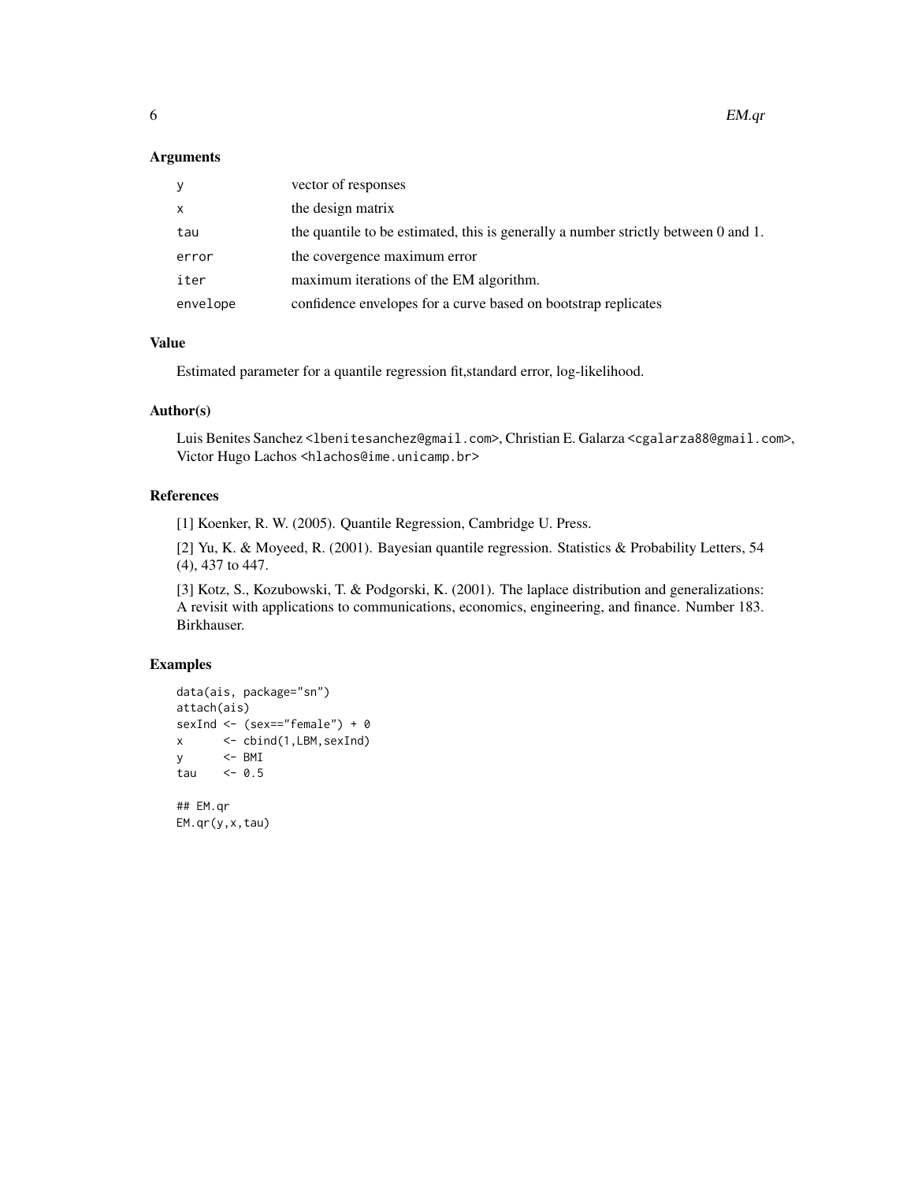### Arguments

| | |
|---|---|
| y | vector of responses |
| x | the design matrix |
| tau | the quantile to be estimated, this is generally a number strictly between 0 and 1. |
| error | the covergence maximum error |
| iter | maximum iterations of the EM algorithm. |
| envelope | confidence envelopes for a curve based on bootstrap replicates |

### Value

Estimated parameter for a quantile regression fit,standard error, log-likelihood.

### Author(s)

Luis Benites Sanchez <lbenitesanchez@gmail.com>, Christian E. Galarza <cgalarza88@gmail.com>, Victor Hugo Lachos <hlachos@ime.unicamp.br>

### References

[1] Koenker, R. W. (2005). Quantile Regression, Cambridge U. Press.

[2] Yu, K. & Moyeed, R. (2001). Bayesian quantile regression. Statistics & Probability Letters, 54 (4), 437 to 447.

[3] Kotz, S., Kozubowski, T. & Podgorski, K. (2001). The laplace distribution and generalizations: A revisit with applications to communications, economics, engineering, and finance. Number 183. Birkhauser.

### Examples

```
data(ais, package="sn")
attach(ais)
sexInd <- (sex=="female") + 0
x      <- cbind(1,LBM,sexInd)
y      <- BMI
tau    <- 0.5

## EM.qr
EM.qr(y,x,tau)
```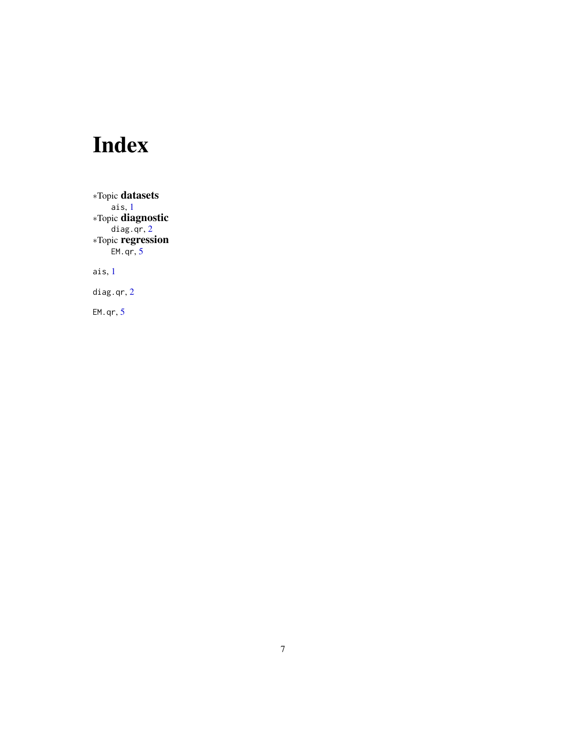# Index

*Topic **datasets**
    ais, 1
*Topic **diagnostic**
    diag.qr, 2
*Topic **regression**
    EM.qr, 5

ais, 1

diag.qr, 2

EM.qr, 5